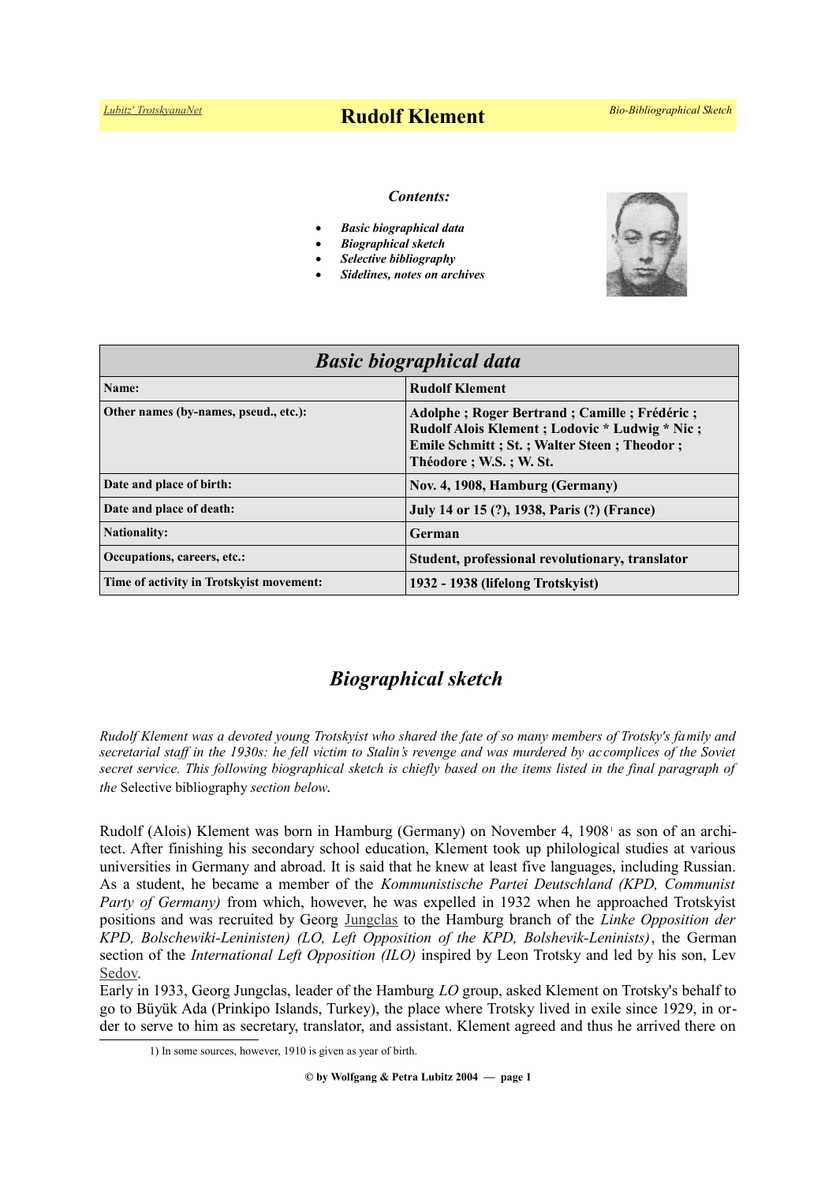# Rudolf Klement

*Contents:*

- ***Basic biographical data***
- ***Biographical sketch***
- ***Selective bibliography***
- ***Sidelines, notes on archives***

| *Basic biographical data* | |
|---|---|
| **Name:** | **Rudolf Klement** |
| **Other names (by-names, pseud., etc.):** | **Adolphe ; Roger Bertrand ; Camille ; Frédéric ; Rudolf Alois Klement ; Lodovic * Ludwig * Nic ; Emile Schmitt ; St. ; Walter Steen ; Theodor ; Théodore ; W.S. ; W. St.** |
| **Date and place of birth:** | **Nov. 4, 1908, Hamburg (Germany)** |
| **Date and place of death:** | **July 14 or 15 (?), 1938, Paris (?) (France)** |
| **Nationality:** | **German** |
| **Occupations, careers, etc.:** | **Student, professional revolutionary, translator** |
| **Time of activity in Trotskyist movement:** | **1932 - 1938 (lifelong Trotskyist)** |

## *Biographical sketch*

*Rudolf Klement was a devoted young Trotskyist who shared the fate of so many members of Trotsky's family and secretarial staff in the 1930s: he fell victim to Stalin's revenge and was murdered by accomplices of the Soviet secret service. This following biographical sketch is chiefly based on the items listed in the final paragraph of the* Selective bibliography *section below.*

Rudolf (Alois) Klement was born in Hamburg (Germany) on November 4, 1908[1] as son of an architect. After finishing his secondary school education, Klement took up philological studies at various universities in Germany and abroad. It is said that he knew at least five languages, including Russian. As a student, he became a member of the *Kommunistische Partei Deutschland (KPD, Communist Party of Germany)* from which, however, he was expelled in 1932 when he approached Trotskyist positions and was recruited by Georg Jungclas to the Hamburg branch of the *Linke Opposition der KPD, Bolschewiki-Leninisten) (LO, Left Opposition of the KPD, Bolshevik-Leninists)*, the German section of the *International Left Opposition (ILO)* inspired by Leon Trotsky and led by his son, Lev Sedov.

Early in 1933, Georg Jungclas, leader of the Hamburg *LO* group, asked Klement on Trotsky's behalf to go to Büyük Ada (Prinkipo Islands, Turkey), the place where Trotsky lived in exile since 1929, in order to serve to him as secretary, translator, and assistant. Klement agreed and thus he arrived there on

1) In some sources, however, 1910 is given as year of birth.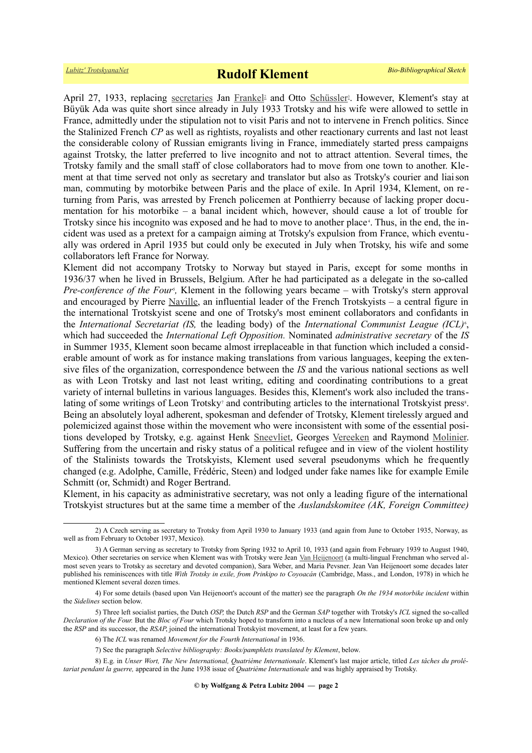April 27, 1933, replacing secretaries Jan Frankel[2] and Otto Schüssler[3]. However, Klement's stay at Büyük Ada was quite short since already in July 1933 Trotsky and his wife were allowed to settle in France, admittedly under the stipulation not to visit Paris and not to intervene in French politics. Since the Stalinized French *CP* as well as rightists, royalists and other reactionary currents and last not least the considerable colony of Russian emigrants living in France, immediately started press campaigns against Trotsky, the latter preferred to live incognito and not to attract attention. Several times, the Trotsky family and the small staff of close collaborators had to move from one town to another. Klement at that time served not only as secretary and translator but also as Trotsky's courier and liaison man, commuting by motorbike between Paris and the place of exile. In April 1934, Klement, on returning from Paris, was arrested by French policemen at Ponthierry because of lacking proper documentation for his motorbike – a banal incident which, however, should cause a lot of trouble for Trotsky since his incognito was exposed and he had to move to another place[4]. Thus, in the end, the incident was used as a pretext for a campaign aiming at Trotsky's expulsion from France, which eventually was ordered in April 1935 but could only be executed in July when Trotsky, his wife and some collaborators left France for Norway.

Klement did not accompany Trotsky to Norway but stayed in Paris, except for some months in 1936/37 when he lived in Brussels, Belgium. After he had participated as a delegate in the so-called *Pre-conference of the Four*[5], Klement in the following years became – with Trotsky's stern approval and encouraged by Pierre Naville, an influential leader of the French Trotskyists – a central figure in the international Trotskyist scene and one of Trotsky's most eminent collaborators and confidants in the *International Secretariat (IS,* the leading body) of the *International Communist League (ICL)*[6], which had succeeded the *International Left Opposition.* Nominated *administrative secretary* of the *IS* in Summer 1935, Klement soon became almost irreplaceable in that function which included a considerable amount of work as for instance making translations from various languages, keeping the extensive files of the organization, correspondence between the *IS* and the various national sections as well as with Leon Trotsky and last not least writing, editing and coordinating contributions to a great variety of internal bulletins in various languages. Besides this, Klement's work also included the translating of some writings of Leon Trotsky[7] and contributing articles to the international Trotskyist press[8]. Being an absolutely loyal adherent, spokesman and defender of Trotsky, Klement tirelessly argued and polemicized against those within the movement who were inconsistent with some of the essential positions developed by Trotsky, e.g. against Henk Sneevliet, Georges Vereeken and Raymond Molinier. Suffering from the uncertain and risky status of a political refugee and in view of the violent hostility of the Stalinists towards the Trotskyists, Klement used several pseudonyms which he frequently changed (e.g. Adolphe, Camille, Frédéric, Steen) and lodged under fake names like for example Emile Schmitt (or, Schmidt) and Roger Bertrand.

Klement, in his capacity as administrative secretary, was not only a leading figure of the international Trotskyist structures but at the same time a member of the *Auslandskomitee (AK, Foreign Committee)*

---

2) A Czech serving as secretary to Trotsky from April 1930 to January 1933 (and again from June to October 1935, Norway, as well as from February to October 1937, Mexico).

3) A German serving as secretary to Trotsky from Spring 1932 to April 10, 1933 (and again from February 1939 to August 1940, Mexico). Other secretaries on service when Klement was with Trotsky were Jean Van Heijenoort (a multi-lingual Frenchman who served almost seven years to Trotsky as secretary and devoted companion), Sara Weber, and Maria Pevsner. Jean Van Heijenoort some decades later published his reminiscences with title *With Trotsky in exile, from Prinkipo to Coyoacán* (Cambridge, Mass., and London, 1978) in which he mentioned Klement several dozen times.

4) For some details (based upon Van Heijenoort's account of the matter) see the paragraph *On the 1934 motorbike incident* within the *Sidelines* section below.

5) Three left socialist parties, the Dutch *OSP,* the Dutch *RSP* and the German *SAP* together with Trotsky's *ICL* signed the so-called *Declaration of the Four.* But the *Bloc of Four* which Trotsky hoped to transform into a nucleus of a new International soon broke up and only the *RSP* and its successor, the *RSAP*, joined the international Trotskyist movement, at least for a few years.

6) The *ICL* was renamed *Movement for the Fourth International* in 1936.

7) See the paragraph *Selective bibliography: Books/pamphlets translated by Klement*, below.

8) E.g. in *Unser Wort, The New International, Quatrième Internationale*. Klement's last major article, titled *Les tâches du prolétariat pendant la guerre,* appeared in the June 1938 issue of *Quatrième Internationale* and was highly appraised by Trotsky.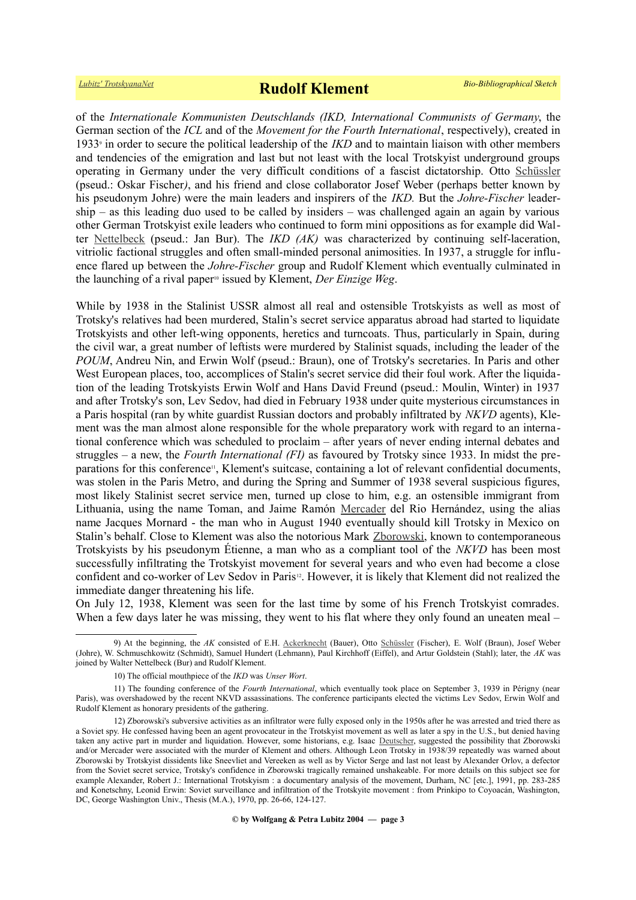of the *Internationale Kommunisten Deutschlands (IKD, International Communists of Germany*, the German section of the *ICL* and of the *Movement for the Fourth International*, respectively), created in 1933[9] in order to secure the political leadership of the *IKD* and to maintain liaison with other members and tendencies of the emigration and last but not least with the local Trotskyist underground groups operating in Germany under the very difficult conditions of a fascist dictatorship. Otto Schüssler (pseud.: Oskar Fischer*)*, and his friend and close collaborator Josef Weber (perhaps better known by his pseudonym Johre) were the main leaders and inspirers of the *IKD.* But the *Johre-Fischer* leadership – as this leading duo used to be called by insiders – was challenged again an again by various other German Trotskyist exile leaders who continued to form mini oppositions as for example did Walter Nettelbeck (pseud.: Jan Bur). The *IKD (AK)* was characterized by continuing self-laceration, vitriolic factional struggles and often small-minded personal animosities. In 1937, a struggle for influence flared up between the *Johre-Fischer* group and Rudolf Klement which eventually culminated in the launching of a rival paper[10] issued by Klement, *Der Einzige Weg*.

While by 1938 in the Stalinist USSR almost all real and ostensible Trotskyists as well as most of Trotsky's relatives had been murdered, Stalin's secret service apparatus abroad had started to liquidate Trotskyists and other left-wing opponents, heretics and turncoats. Thus, particularly in Spain, during the civil war, a great number of leftists were murdered by Stalinist squads, including the leader of the *POUM*, Andreu Nin, and Erwin Wolf (pseud.: Braun), one of Trotsky's secretaries. In Paris and other West European places, too, accomplices of Stalin's secret service did their foul work. After the liquidation of the leading Trotskyists Erwin Wolf and Hans David Freund (pseud.: Moulin, Winter) in 1937 and after Trotsky's son, Lev Sedov, had died in February 1938 under quite mysterious circumstances in a Paris hospital (ran by white guardist Russian doctors and probably infiltrated by *NKVD* agents), Klement was the man almost alone responsible for the whole preparatory work with regard to an international conference which was scheduled to proclaim – after years of never ending internal debates and struggles – a new, the *Fourth International (FI)* as favoured by Trotsky since 1933. In midst the preparations for this conference[11], Klement's suitcase, containing a lot of relevant confidential documents, was stolen in the Paris Metro, and during the Spring and Summer of 1938 several suspicious figures, most likely Stalinist secret service men, turned up close to him, e.g. an ostensible immigrant from Lithuania, using the name Toman, and Jaime Ramón Mercader del Rio Hernández, using the alias name Jacques Mornard - the man who in August 1940 eventually should kill Trotsky in Mexico on Stalin's behalf. Close to Klement was also the notorious Mark Zborowski, known to contemporaneous Trotskyists by his pseudonym Étienne, a man who as a compliant tool of the *NKVD* has been most successfully infiltrating the Trotskyist movement for several years and who even had become a close confident and co-worker of Lev Sedov in Paris[12]. However, it is likely that Klement did not realized the immediate danger threatening his life.

On July 12, 1938, Klement was seen for the last time by some of his French Trotskyist comrades. When a few days later he was missing, they went to his flat where they only found an uneaten meal –

---

9) At the beginning, the *AK* consisted of E.H. Ackerknecht (Bauer), Otto Schüssler (Fischer), E. Wolf (Braun), Josef Weber (Johre), W. Schmuschkowitz (Schmidt), Samuel Hundert (Lehmann), Paul Kirchhoff (Eiffel), and Artur Goldstein (Stahl); later, the *AK* was joined by Walter Nettelbeck (Bur) and Rudolf Klement.

10) The official mouthpiece of the *IKD* was *Unser Wort*.

11) The founding conference of the *Fourth International*, which eventually took place on September 3, 1939 in Périgny (near Paris), was overshadowed by the recent NKVD assassinations. The conference participants elected the victims Lev Sedov, Erwin Wolf and Rudolf Klement as honorary presidents of the gathering.

12) Zborowski's subversive activities as an infiltrator were fully exposed only in the 1950s after he was arrested and tried there as a Soviet spy. He confessed having been an agent provocateur in the Trotskyist movement as well as later a spy in the U.S., but denied having taken any active part in murder and liquidation. However, some historians, e.g. Isaac Deutscher, suggested the possibility that Zborowski and/or Mercader were associated with the murder of Klement and others. Although Leon Trotsky in 1938/39 repeatedly was warned about Zborowski by Trotskyist dissidents like Sneevliet and Vereeken as well as by Victor Serge and last not least by Alexander Orlov, a defector from the Soviet secret service, Trotsky's confidence in Zborowski tragically remained unshakeable. For more details on this subject see for example Alexander, Robert J.: International Trotskyism : a documentary analysis of the movement, Durham, NC [etc.], 1991, pp. 283-285 and Konetschny, Leonid Erwin: Soviet surveillance and infiltration of the Trotskyite movement : from Prinkipo to Coyoacán, Washington, DC, George Washington Univ., Thesis (M.A.), 1970, pp. 26-66, 124-127.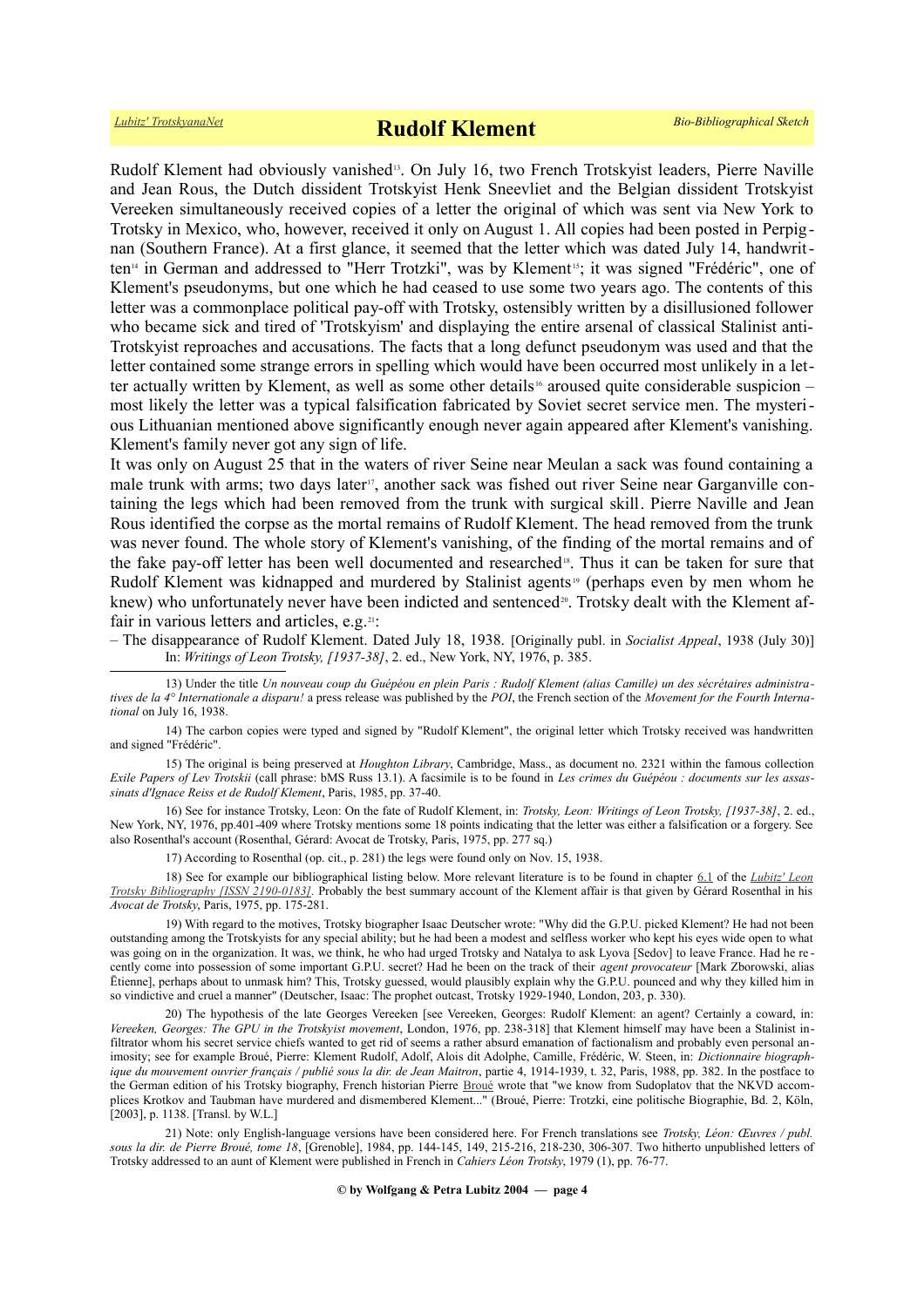Rudolf Klement had obviously vanished[13]. On July 16, two French Trotskyist leaders, Pierre Naville and Jean Rous, the Dutch dissident Trotskyist Henk Sneevliet and the Belgian dissident Trotskyist Vereeken simultaneously received copies of a letter the original of which was sent via New York to Trotsky in Mexico, who, however, received it only on August 1. All copies had been posted in Perpignan (Southern France). At a first glance, it seemed that the letter which was dated July 14, handwritten[14] in German and addressed to "Herr Trotzki", was by Klement[15]; it was signed "Frédéric", one of Klement's pseudonyms, but one which he had ceased to use some two years ago. The contents of this letter was a commonplace political pay-off with Trotsky, ostensibly written by a disillusioned follower who became sick and tired of 'Trotskyism' and displaying the entire arsenal of classical Stalinist anti-Trotskyist reproaches and accusations. The facts that a long defunct pseudonym was used and that the letter contained some strange errors in spelling which would have been occurred most unlikely in a letter actually written by Klement, as well as some other details[16] aroused quite considerable suspicion – most likely the letter was a typical falsification fabricated by Soviet secret service men. The mysterious Lithuanian mentioned above significantly enough never again appeared after Klement's vanishing. Klement's family never got any sign of life.

It was only on August 25 that in the waters of river Seine near Meulan a sack was found containing a male trunk with arms; two days later[17], another sack was fished out river Seine near Garganville containing the legs which had been removed from the trunk with surgical skill. Pierre Naville and Jean Rous identified the corpse as the mortal remains of Rudolf Klement. The head removed from the trunk was never found. The whole story of Klement's vanishing, of the finding of the mortal remains and of the fake pay-off letter has been well documented and researched[18]. Thus it can be taken for sure that Rudolf Klement was kidnapped and murdered by Stalinist agents[19] (perhaps even by men whom he knew) who unfortunately never have been indicted and sentenced[20]. Trotsky dealt with the Klement affair in various letters and articles, e.g.[21]:

– The disappearance of Rudolf Klement. Dated July 18, 1938. [Originally publ. in *Socialist Appeal*, 1938 (July 30)] In: *Writings of Leon Trotsky, [1937-38]*, 2. ed., New York, NY, 1976, p. 385.

---

13) Under the title *Un nouveau coup du Guépéou en plein Paris : Rudolf Klement (alias Camille) un des sécrétaires administratives de la 4° Internationale a disparu!* a press release was published by the *POI*, the French section of the *Movement for the Fourth International* on July 16, 1938.

14) The carbon copies were typed and signed by "Rudolf Klement", the original letter which Trotsky received was handwritten and signed "Frédéric".

15) The original is being preserved at *Houghton Library*, Cambridge, Mass., as document no. 2321 within the famous collection *Exile Papers of Lev Trotskii* (call phrase: bMS Russ 13.1). A facsimile is to be found in *Les crimes du Guépéou : documents sur les assassinats d'Ignace Reiss et de Rudolf Klement*, Paris, 1985, pp. 37-40.

16) See for instance Trotsky, Leon: On the fate of Rudolf Klement, in: *Trotsky, Leon: Writings of Leon Trotsky, [1937-38]*, 2. ed., New York, NY, 1976, pp.401-409 where Trotsky mentions some 18 points indicating that the letter was either a falsification or a forgery. See also Rosenthal's account (Rosenthal, Gérard: Avocat de Trotsky, Paris, 1975, pp. 277 sq.)

17) According to Rosenthal (op. cit., p. 281) the legs were found only on Nov. 15, 1938.

18) See for example our bibliographical listing below. More relevant literature is to be found in chapter 6.1 of the *Lubitz' Leon Trotsky Bibliography [ISSN 2190-0183]*. Probably the best summary account of the Klement affair is that given by Gérard Rosenthal in his *Avocat de Trotsky*, Paris, 1975, pp. 175-281.

19) With regard to the motives, Trotsky biographer Isaac Deutscher wrote: "Why did the G.P.U. picked Klement? He had not been outstanding among the Trotskyists for any special ability; but he had been a modest and selfless worker who kept his eyes wide open to what was going on in the organization. It was, we think, he who had urged Trotsky and Natalya to ask Lyova [Sedov] to leave France. Had he recently come into possession of some important G.P.U. secret? Had he been on the track of their *agent provocateur* [Mark Zborowski, alias Étienne], perhaps about to unmask him? This, Trotsky guessed, would plausibly explain why the G.P.U. pounced and why they killed him in so vindictive and cruel a manner" (Deutscher, Isaac: The prophet outcast, Trotsky 1929-1940, London, 203, p. 330).

20) The hypothesis of the late Georges Vereeken [see Vereeken, Georges: Rudolf Klement: an agent? Certainly a coward, in: *Vereeken, Georges: The GPU in the Trotskyist movement*, London, 1976, pp. 238-318] that Klement himself may have been a Stalinist infiltrator whom his secret service chiefs wanted to get rid of seems a rather absurd emanation of factionalism and probably even personal animosity; see for example Broué, Pierre: Klement Rudolf, Adolf, Alois dit Adolphe, Camille, Frédéric, W. Steen, in: *Dictionnaire biographique du mouvement ouvrier français / publié sous la dir. de Jean Maitron*, partie 4, 1914-1939, t. 32, Paris, 1988, pp. 382. In the postface to the German edition of his Trotsky biography, French historian Pierre Broué wrote that "we know from Sudoplatov that the NKVD accomplices Krotkov and Taubman have murdered and dismembered Klement..." (Broué, Pierre: Trotzki, eine politische Biographie, Bd. 2, Köln, [2003], p. 1138. [Transl. by W.L.]

21) Note: only English-language versions have been considered here. For French translations see *Trotsky, Léon: Œuvres / publ. sous la dir. de Pierre Broué, tome 18*, [Grenoble], 1984, pp. 144-145, 149, 215-216, 218-230, 306-307. Two hitherto unpublished letters of Trotsky addressed to an aunt of Klement were published in French in *Cahiers Léon Trotsky*, 1979 (1), pp. 76-77.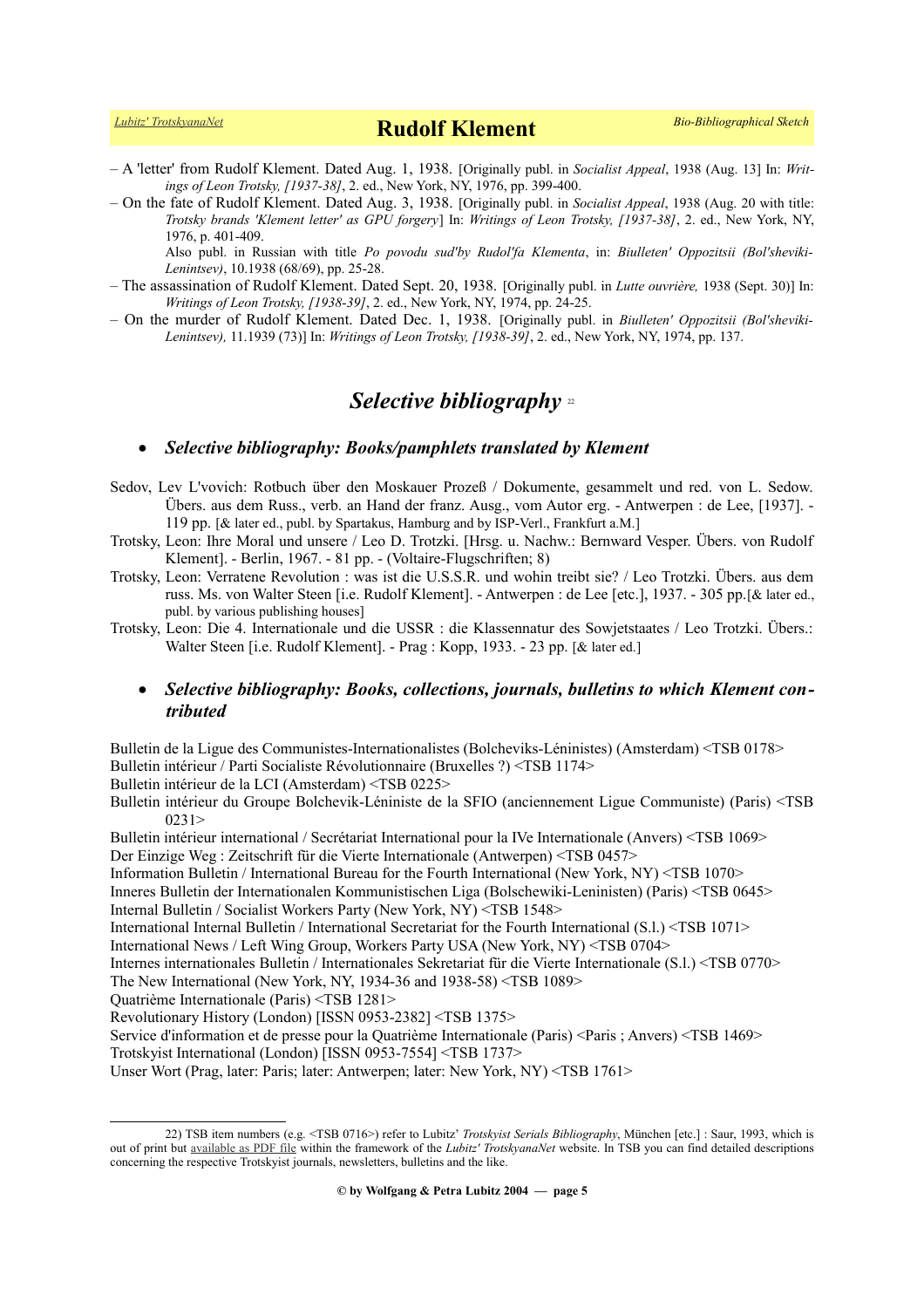– A 'letter' from Rudolf Klement. Dated Aug. 1, 1938. [Originally publ. in *Socialist Appeal*, 1938 (Aug. 13] In: *Writings of Leon Trotsky, [1937-38]*, 2. ed., New York, NY, 1976, pp. 399-400.

– On the fate of Rudolf Klement. Dated Aug. 3, 1938. [Originally publ. in *Socialist Appeal*, 1938 (Aug. 20 with title: *Trotsky brands 'Klement letter' as GPU forgery*] In: *Writings of Leon Trotsky, [1937-38]*, 2. ed., New York, NY, 1976, p. 401-409.
Also publ. in Russian with title *Po povodu sud'by Rudol'fa Klementa*, in: *Biulleten' Oppozitsii (Bol'sheviki-Lenintsev)*, 10.1938 (68/69), pp. 25-28.

– The assassination of Rudolf Klement. Dated Sept. 20, 1938. [Originally publ. in *Lutte ouvrière,* 1938 (Sept. 30)] In: *Writings of Leon Trotsky, [1938-39]*, 2. ed., New York, NY, 1974, pp. 24-25.

– On the murder of Rudolf Klement. Dated Dec. 1, 1938. [Originally publ. in *Biulleten' Oppozitsii (Bol'sheviki-Lenintsev),* 11.1939 (73)] In: *Writings of Leon Trotsky, [1938-39]*, 2. ed., New York, NY, 1974, pp. 137.

## *Selective bibliography* [22]

- ***Selective bibliography: Books/pamphlets translated by Klement***

Sedov, Lev L'vovich: Rotbuch über den Moskauer Prozeß / Dokumente, gesammelt und red. von L. Sedow. Übers. aus dem Russ., verb. an Hand der franz. Ausg., vom Autor erg. - Antwerpen : de Lee, [1937]. - 119 pp. [& later ed., publ. by Spartakus, Hamburg and by ISP-Verl., Frankfurt a.M.]

Trotsky, Leon: Ihre Moral und unsere / Leo D. Trotzki. [Hrsg. u. Nachw.: Bernward Vesper. Übers. von Rudolf Klement]. - Berlin, 1967. - 81 pp. - (Voltaire-Flugschriften; 8)

Trotsky, Leon: Verratene Revolution : was ist die U.S.S.R. und wohin treibt sie? / Leo Trotzki. Übers. aus dem russ. Ms. von Walter Steen [i.e. Rudolf Klement]. - Antwerpen : de Lee [etc.], 1937. - 305 pp.[& later ed., publ. by various publishing houses]

Trotsky, Leon: Die 4. Internationale und die USSR : die Klassennatur des Sowjetstaates / Leo Trotzki. Übers.: Walter Steen [i.e. Rudolf Klement]. - Prag : Kopp, 1933. - 23 pp. [& later ed.]

- ***Selective bibliography: Books, collections, journals, bulletins to which Klement contributed***

Bulletin de la Ligue des Communistes-Internationalistes (Bolcheviks-Léninistes) (Amsterdam) <TSB 0178>
Bulletin intérieur / Parti Socialiste Révolutionnaire (Bruxelles ?) <TSB 1174>
Bulletin intérieur de la LCI (Amsterdam) <TSB 0225>
Bulletin intérieur du Groupe Bolchevik-Léniniste de la SFIO (anciennement Ligue Communiste) (Paris) <TSB 0231>
Bulletin intérieur international / Secrétariat International pour la IVe Internationale (Anvers) <TSB 1069>
Der Einzige Weg : Zeitschrift für die Vierte Internationale (Antwerpen) <TSB 0457>
Information Bulletin / International Bureau for the Fourth International (New York, NY) <TSB 1070>
Inneres Bulletin der Internationalen Kommunistischen Liga (Bolschewiki-Leninisten) (Paris) <TSB 0645>
Internal Bulletin / Socialist Workers Party (New York, NY) <TSB 1548>
International Internal Bulletin / International Secretariat for the Fourth International (S.l.) <TSB 1071>
International News / Left Wing Group, Workers Party USA (New York, NY) <TSB 0704>
Internes internationales Bulletin / Internationales Sekretariat für die Vierte Internationale (S.l.) <TSB 0770>
The New International (New York, NY, 1934-36 and 1938-58) <TSB 1089>
Quatrième Internationale (Paris) <TSB 1281>
Revolutionary History (London) [ISSN 0953-2382] <TSB 1375>
Service d'information et de presse pour la Quatrième Internationale (Paris) <Paris ; Anvers) <TSB 1469>
Trotskyist International (London) [ISSN 0953-7554] <TSB 1737>
Unser Wort (Prag, later: Paris; later: Antwerpen; later: New York, NY) <TSB 1761>

---

22) TSB item numbers (e.g. <TSB 0716>) refer to Lubitz' *Trotskyist Serials Bibliography*, München [etc.] : Saur, 1993, which is out of print but available as PDF file within the framework of the *Lubitz' TrotskyanaNet* website. In TSB you can find detailed descriptions concerning the respective Trotskyist journals, newsletters, bulletins and the like.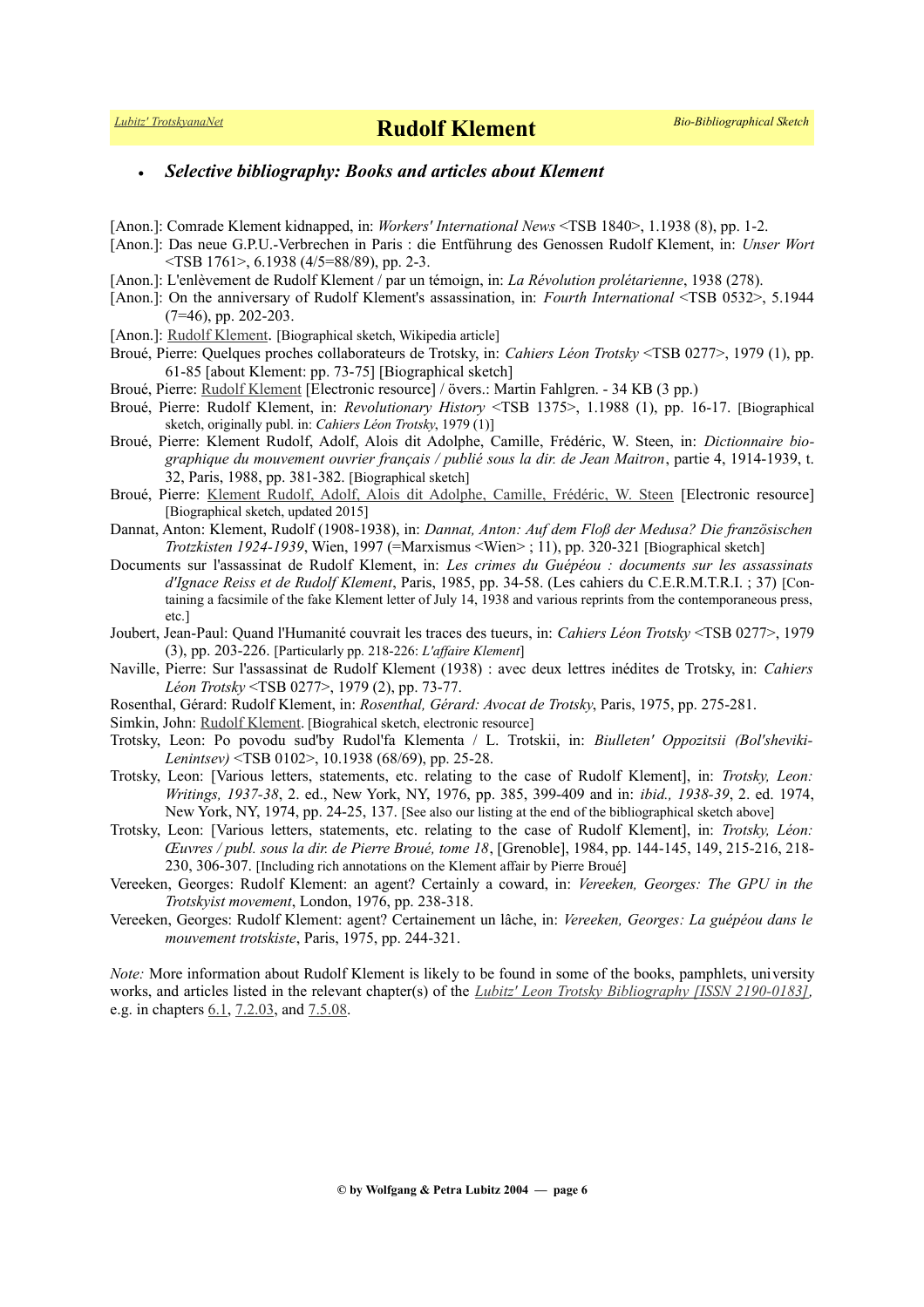- ***Selective bibliography: Books and articles about Klement***

[Anon.]: Comrade Klement kidnapped, in: *Workers' International News* <TSB 1840>, 1.1938 (8), pp. 1-2.

[Anon.]: Das neue G.P.U.-Verbrechen in Paris : die Entführung des Genossen Rudolf Klement, in: *Unser Wort* <TSB 1761>, 6.1938 (4/5=88/89), pp. 2-3.

[Anon.]: L'enlèvement de Rudolf Klement / par un témoign, in: *La Révolution prolétarienne*, 1938 (278).

[Anon.]: On the anniversary of Rudolf Klement's assassination, in: *Fourth International* <TSB 0532>, 5.1944 (7=46), pp. 202-203.

[Anon.]: Rudolf Klement. [Biographical sketch, Wikipedia article]

Broué, Pierre: Quelques proches collaborateurs de Trotsky, in: *Cahiers Léon Trotsky* <TSB 0277>, 1979 (1), pp. 61-85 [about Klement: pp. 73-75] [Biographical sketch]

Broué, Pierre: Rudolf Klement [Electronic resource] / övers.: Martin Fahlgren. - 34 KB (3 pp.)

Broué, Pierre: Rudolf Klement, in: *Revolutionary History* <TSB 1375>, 1.1988 (1), pp. 16-17. [Biographical sketch, originally publ. in: *Cahiers Léon Trotsky*, 1979 (1)]

Broué, Pierre: Klement Rudolf, Adolf, Alois dit Adolphe, Camille, Frédéric, W. Steen, in: *Dictionnaire biographique du mouvement ouvrier français / publié sous la dir. de Jean Maitron*, partie 4, 1914-1939, t. 32, Paris, 1988, pp. 381-382. [Biographical sketch]

Broué, Pierre: Klement Rudolf, Adolf, Alois dit Adolphe, Camille, Frédéric, W. Steen [Electronic resource] [Biographical sketch, updated 2015]

Dannat, Anton: Klement, Rudolf (1908-1938), in: *Dannat, Anton: Auf dem Floß der Medusa? Die französischen Trotzkisten 1924-1939*, Wien, 1997 (=Marxismus <Wien> ; 11), pp. 320-321 [Biographical sketch]

Documents sur l'assassinat de Rudolf Klement, in: *Les crimes du Guépéou : documents sur les assassinats d'Ignace Reiss et de Rudolf Klement*, Paris, 1985, pp. 34-58. (Les cahiers du C.E.R.M.T.R.I. ; 37) [Containing a facsimile of the fake Klement letter of July 14, 1938 and various reprints from the contemporaneous press, etc.]

Joubert, Jean-Paul: Quand l'Humanité couvrait les traces des tueurs, in: *Cahiers Léon Trotsky* <TSB 0277>, 1979 (3), pp. 203-226. [Particularly pp. 218-226: *L'affaire Klement*]

Naville, Pierre: Sur l'assassinat de Rudolf Klement (1938) : avec deux lettres inédites de Trotsky, in: *Cahiers Léon Trotsky* <TSB 0277>, 1979 (2), pp. 73-77.

Rosenthal, Gérard: Rudolf Klement, in: *Rosenthal, Gérard: Avocat de Trotsky*, Paris, 1975, pp. 275-281.

Simkin, John: Rudolf Klement. [Biograhical sketch, electronic resource]

Trotsky, Leon: Po povodu sud'by Rudol'fa Klementa / L. Trotskii, in: *Biulleten' Oppozitsii (Bol'sheviki-Lenintsev)* <TSB 0102>, 10.1938 (68/69), pp. 25-28.

Trotsky, Leon: [Various letters, statements, etc. relating to the case of Rudolf Klement], in: *Trotsky, Leon: Writings, 1937-38*, 2. ed., New York, NY, 1976, pp. 385, 399-409 and in: *ibid., 1938-39*, 2. ed. 1974, New York, NY, 1974, pp. 24-25, 137. [See also our listing at the end of the bibliographical sketch above]

Trotsky, Leon: [Various letters, statements, etc. relating to the case of Rudolf Klement], in: *Trotsky, Léon: Œuvres / publ. sous la dir. de Pierre Broué, tome 18*, [Grenoble], 1984, pp. 144-145, 149, 215-216, 218-230, 306-307. [Including rich annotations on the Klement affair by Pierre Broué]

Vereeken, Georges: Rudolf Klement: an agent? Certainly a coward, in: *Vereeken, Georges: The GPU in the Trotskyist movement*, London, 1976, pp. 238-318.

Vereeken, Georges: Rudolf Klement: agent? Certainement un lâche, in: *Vereeken, Georges: La guépéou dans le mouvement trotskiste*, Paris, 1975, pp. 244-321.

*Note:* More information about Rudolf Klement is likely to be found in some of the books, pamphlets, university works, and articles listed in the relevant chapter(s) of the *Lubitz' Leon Trotsky Bibliography [ISSN 2190-0183]*, e.g. in chapters 6.1, 7.2.03, and 7.5.08.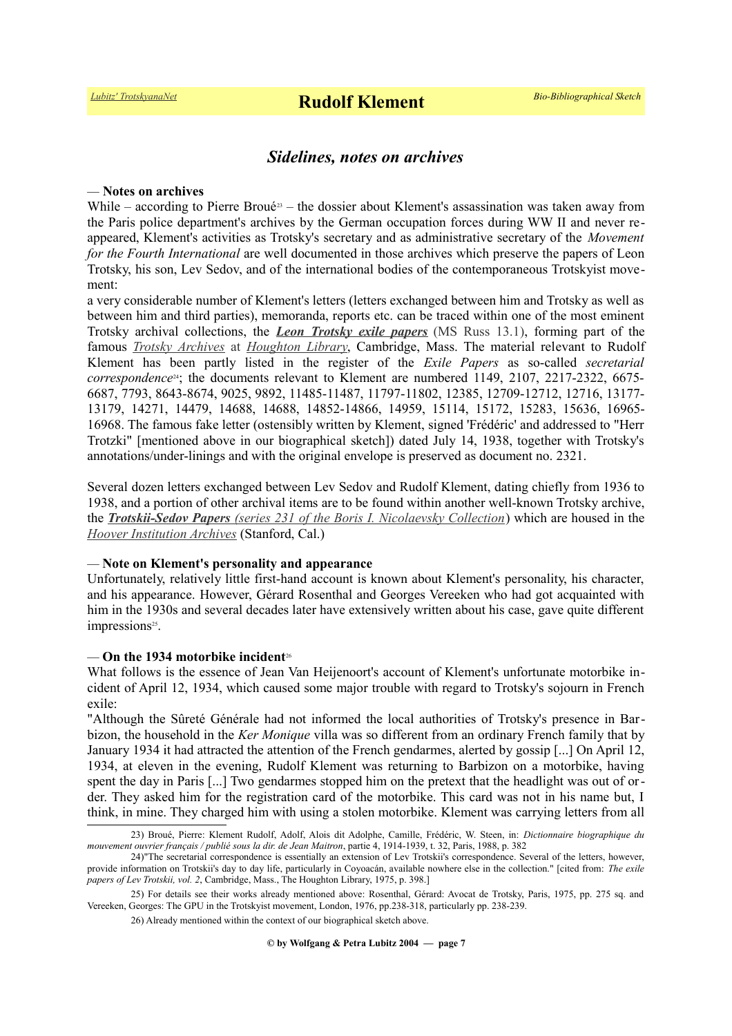## *Sidelines, notes on archives*

— **Notes on archives**

While – according to Pierre Broué[23] – the dossier about Klement's assassination was taken away from the Paris police department's archives by the German occupation forces during WW II and never reappeared, Klement's activities as Trotsky's secretary and as administrative secretary of the *Movement for the Fourth International* are well documented in those archives which preserve the papers of Leon Trotsky, his son, Lev Sedov, and of the international bodies of the contemporaneous Trotskyist movement:

a very considerable number of Klement's letters (letters exchanged between him and Trotsky as well as between him and third parties), memoranda, reports etc. can be traced within one of the most eminent Trotsky archival collections, the ***Leon Trotsky exile papers*** (MS Russ 13.1), forming part of the famous *Trotsky Archives* at *Houghton Library*, Cambridge, Mass. The material relevant to Rudolf Klement has been partly listed in the register of the *Exile Papers* as so-called *secretarial correspondence*[24]; the documents relevant to Klement are numbered 1149, 2107, 2217-2322, 6675-6687, 7793, 8643-8674, 9025, 9892, 11485-11487, 11797-11802, 12385, 12709-12712, 12716, 13177-13179, 14271, 14479, 14688, 14688, 14852-14866, 14959, 15114, 15172, 15283, 15636, 16965-16968. The famous fake letter (ostensibly written by Klement, signed 'Frédéric' and addressed to "Herr Trotzki" [mentioned above in our biographical sketch]) dated July 14, 1938, together with Trotsky's annotations/under-linings and with the original envelope is preserved as document no. 2321.

Several dozen letters exchanged between Lev Sedov and Rudolf Klement, dating chiefly from 1936 to 1938, and a portion of other archival items are to be found within another well-known Trotsky archive, the ***Trotskii-Sedov Papers*** *(series 231 of the Boris I. Nicolaevsky Collection*) which are housed in the *Hoover Institution Archives* (Stanford, Cal.)

— **Note on Klement's personality and appearance**

Unfortunately, relatively little first-hand account is known about Klement's personality, his character, and his appearance. However, Gérard Rosenthal and Georges Vereeken who had got acquainted with him in the 1930s and several decades later have extensively written about his case, gave quite different impressions[25].

— **On the 1934 motorbike incident**[26]

What follows is the essence of Jean Van Heijenoort's account of Klement's unfortunate motorbike incident of April 12, 1934, which caused some major trouble with regard to Trotsky's sojourn in French exile:

"Although the Sûreté Générale had not informed the local authorities of Trotsky's presence in Barbizon, the household in the *Ker Monique* villa was so different from an ordinary French family that by January 1934 it had attracted the attention of the French gendarmes, alerted by gossip [...] On April 12, 1934, at eleven in the evening, Rudolf Klement was returning to Barbizon on a motorbike, having spent the day in Paris [...] Two gendarmes stopped him on the pretext that the headlight was out of order. They asked him for the registration card of the motorbike. This card was not in his name but, I think, in mine. They charged him with using a stolen motorbike. Klement was carrying letters from all

---

23) Broué, Pierre: Klement Rudolf, Adolf, Alois dit Adolphe, Camille, Frédéric, W. Steen, in: *Dictionnaire biographique du mouvement ouvrier français / publié sous la dir. de Jean Maitron*, partie 4, 1914-1939, t. 32, Paris, 1988, p. 382

24)"The secretarial correspondence is essentially an extension of Lev Trotskii's correspondence. Several of the letters, however, provide information on Trotskii's day to day life, particularly in Coyoacán, available nowhere else in the collection." [cited from: *The exile papers of Lev Trotskii, vol. 2*, Cambridge, Mass., The Houghton Library, 1975, p. 398.]

25) For details see their works already mentioned above: Rosenthal, Gérard: Avocat de Trotsky, Paris, 1975, pp. 275 sq. and Vereeken, Georges: The GPU in the Trotskyist movement, London, 1976, pp.238-318, particularly pp. 238-239.

26) Already mentioned within the context of our biographical sketch above.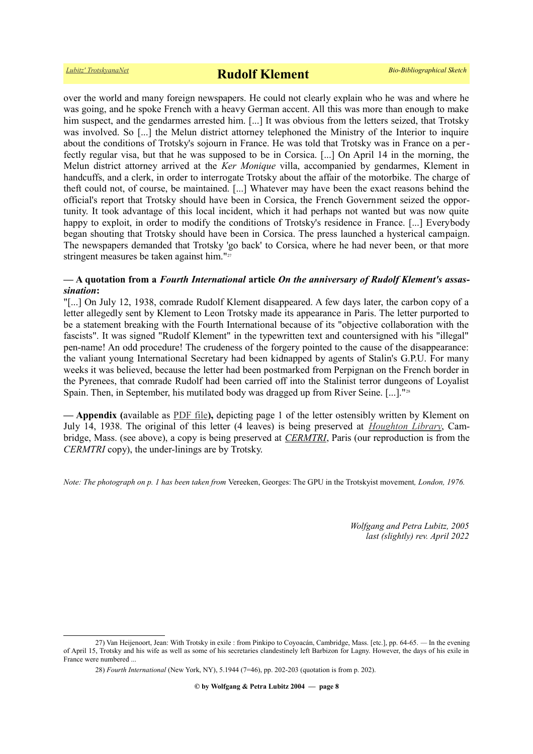over the world and many foreign newspapers. He could not clearly explain who he was and where he was going, and he spoke French with a heavy German accent. All this was more than enough to make him suspect, and the gendarmes arrested him. [...] It was obvious from the letters seized, that Trotsky was involved. So [...] the Melun district attorney telephoned the Ministry of the Interior to inquire about the conditions of Trotsky's sojourn in France. He was told that Trotsky was in France on a perfectly regular visa, but that he was supposed to be in Corsica. [...] On April 14 in the morning, the Melun district attorney arrived at the *Ker Monique* villa, accompanied by gendarmes, Klement in handcuffs, and a clerk, in order to interrogate Trotsky about the affair of the motorbike. The charge of theft could not, of course, be maintained. [...] Whatever may have been the exact reasons behind the official's report that Trotsky should have been in Corsica, the French Government seized the opportunity. It took advantage of this local incident, which it had perhaps not wanted but was now quite happy to exploit, in order to modify the conditions of Trotsky's residence in France. [...] Everybody began shouting that Trotsky should have been in Corsica. The press launched a hysterical campaign. The newspapers demanded that Trotsky 'go back' to Corsica, where he had never been, or that more stringent measures be taken against him."[27]

**— A quotation from a *Fourth International* article *On the anniversary of Rudolf Klement's assassination*:**

"[...] On July 12, 1938, comrade Rudolf Klement disappeared. A few days later, the carbon copy of a letter allegedly sent by Klement to Leon Trotsky made its appearance in Paris. The letter purported to be a statement breaking with the Fourth International because of its "objective collaboration with the fascists". It was signed "Rudolf Klement" in the typewritten text and countersigned with his "illegal" pen-name! An odd procedure! The crudeness of the forgery pointed to the cause of the disappearance: the valiant young International Secretary had been kidnapped by agents of Stalin's G.P.U. For many weeks it was believed, because the letter had been postmarked from Perpignan on the French border in the Pyrenees, that comrade Rudolf had been carried off into the Stalinist terror dungeons of Loyalist Spain. Then, in September, his mutilated body was dragged up from River Seine. [...]."[28]

**— Appendix (**available as PDF file**),** depicting page 1 of the letter ostensibly written by Klement on July 14, 1938. The original of this letter (4 leaves) is being preserved at *Houghton Library*, Cambridge, Mass. (see above), a copy is being preserved at *CERMTRI*, Paris (our reproduction is from the *CERMTRI* copy), the under-linings are by Trotsky.

*Note: The photograph on p. 1 has been taken from* Vereeken, Georges: The GPU in the Trotskyist movement*, London, 1976.*

*Wolfgang and Petra Lubitz, 2005*
*last (slightly) rev. April 2022*

---

27) Van Heijenoort, Jean: With Trotsky in exile : from Pinkipo to Coyoacán, Cambridge, Mass. [etc.], pp. 64-65. — In the evening of April 15, Trotsky and his wife as well as some of his secretaries clandestinely left Barbizon for Lagny. However, the days of his exile in France were numbered ...

28) *Fourth International* (New York, NY), 5.1944 (7=46), pp. 202-203 (quotation is from p. 202).